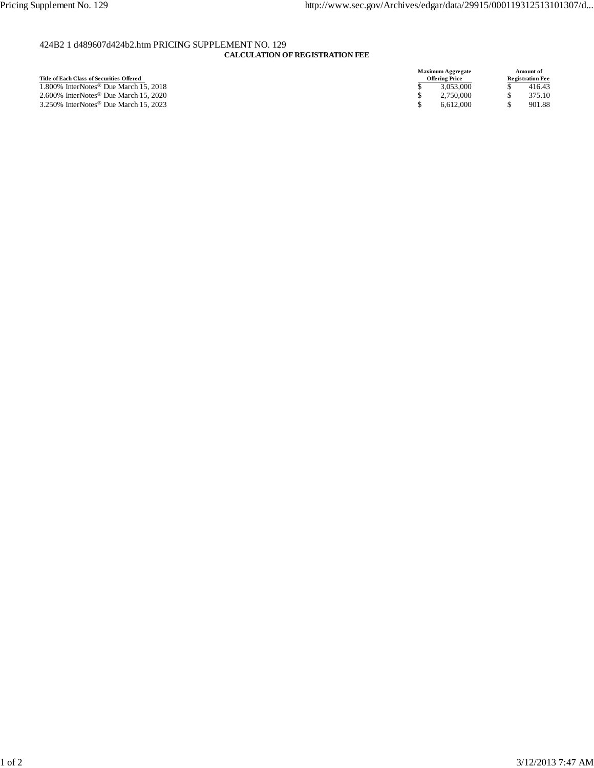424B2 1 d489607d424b2.htm PRICING SUPPLEMENT NO. 129

**CALCULATION OF REGISTRATION FEE**

| Title of Each Class of Securities Offered | Maximum Aggregate Offering Price | Amount of Registration Fee |
|---|---|---|
| 1.800% InterNotes® Due March 15, 2018 | $ 3,053,000 | $ 416.43 |
| 2.600% InterNotes® Due March 15, 2020 | $ 2,750,000 | $ 375.10 |
| 3.250% InterNotes® Due March 15, 2023 | $ 6,612,000 | $ 901.88 |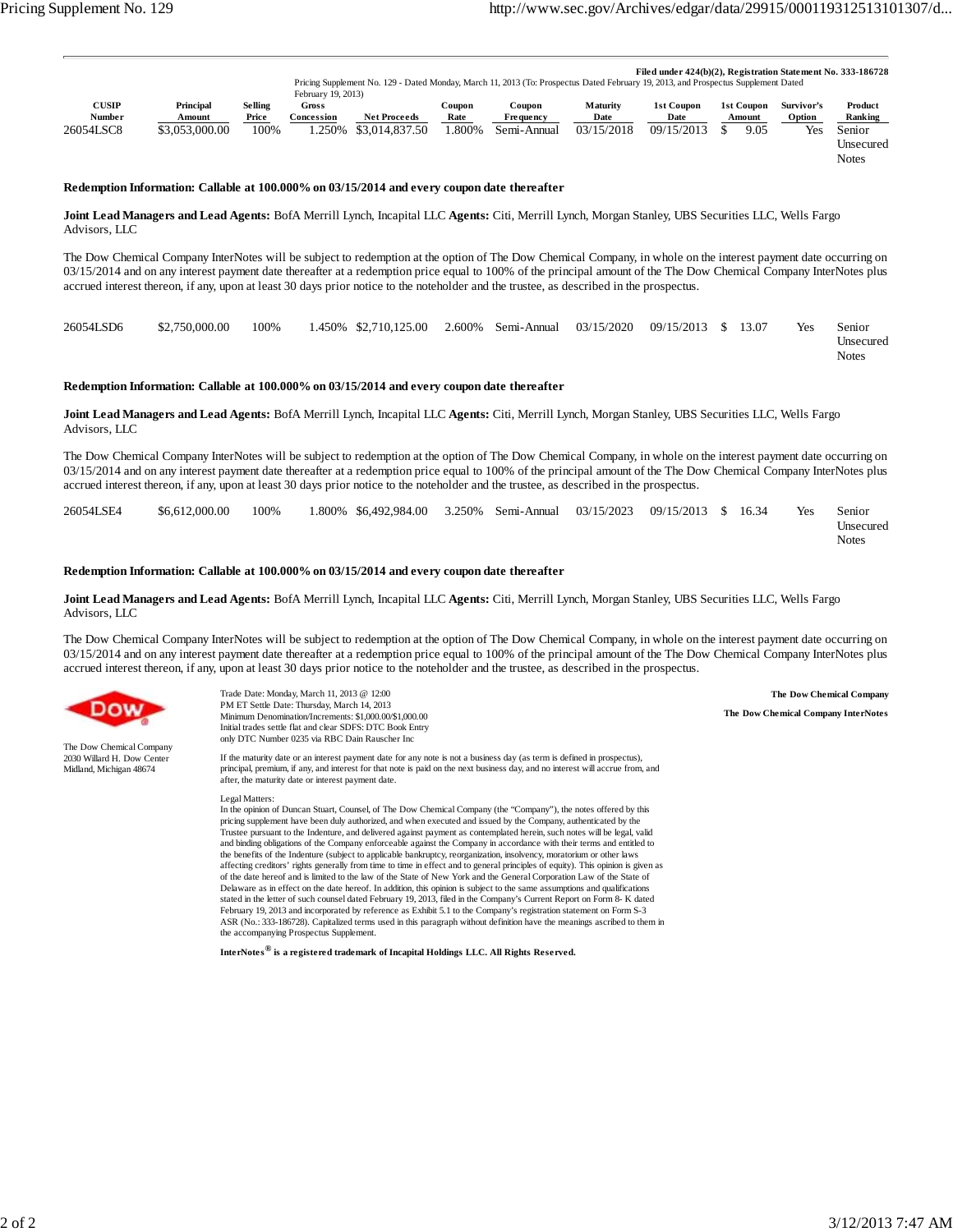**Filed under 424(b)(2), Registration Statement No. 333-186728**

Pricing Supplement No. 129 - Dated Monday, March 11, 2013 (To: Prospectus Dated February 19, 2013, and Prospectus Supplement Dated February 19, 2013)

| CUSIP Number | Principal Amount | Selling Price | Gross Concession | Net Proceeds | Coupon Rate | Coupon Frequency | Maturity Date | 1st Coupon Date | 1st Coupon Amount | Survivor's Option | Product Ranking |
|---|---|---|---|---|---|---|---|---|---|---|---|
| 26054LSC8 | $3,053,000.00 | 100% | 1.250% | $3,014,837.50 | 1.800% | Semi-Annual | 03/15/2018 | 09/15/2013 | $ 9.05 | Yes | Senior Unsecured Notes |

**Redemption Information: Callable at 100.000% on 03/15/2014 and every coupon date thereafter**

**Joint Lead Managers and Lead Agents:** BofA Merrill Lynch, Incapital LLC **Agents:** Citi, Merrill Lynch, Morgan Stanley, UBS Securities LLC, Wells Fargo Advisors, LLC

The Dow Chemical Company InterNotes will be subject to redemption at the option of The Dow Chemical Company, in whole on the interest payment date occurring on 03/15/2014 and on any interest payment date thereafter at a redemption price equal to 100% of the principal amount of the The Dow Chemical Company InterNotes plus accrued interest thereon, if any, upon at least 30 days prior notice to the noteholder and the trustee, as described in the prospectus.

| CUSIP Number | Principal Amount | Selling Price | Gross Concession | Net Proceeds | Coupon Rate | Coupon Frequency | Maturity Date | 1st Coupon Date | 1st Coupon Amount | Survivor's Option | Product Ranking |
|---|---|---|---|---|---|---|---|---|---|---|---|
| 26054LSD6 | $2,750,000.00 | 100% | 1.450% | $2,710,125.00 | 2.600% | Semi-Annual | 03/15/2020 | 09/15/2013 | $ 13.07 | Yes | Senior Unsecured Notes |

**Redemption Information: Callable at 100.000% on 03/15/2014 and every coupon date thereafter**

**Joint Lead Managers and Lead Agents:** BofA Merrill Lynch, Incapital LLC **Agents:** Citi, Merrill Lynch, Morgan Stanley, UBS Securities LLC, Wells Fargo Advisors, LLC

The Dow Chemical Company InterNotes will be subject to redemption at the option of The Dow Chemical Company, in whole on the interest payment date occurring on 03/15/2014 and on any interest payment date thereafter at a redemption price equal to 100% of the principal amount of the The Dow Chemical Company InterNotes plus accrued interest thereon, if any, upon at least 30 days prior notice to the noteholder and the trustee, as described in the prospectus.

| CUSIP Number | Principal Amount | Selling Price | Gross Concession | Net Proceeds | Coupon Rate | Coupon Frequency | Maturity Date | 1st Coupon Date | 1st Coupon Amount | Survivor's Option | Product Ranking |
|---|---|---|---|---|---|---|---|---|---|---|---|
| 26054LSE4 | $6,612,000.00 | 100% | 1.800% | $6,492,984.00 | 3.250% | Semi-Annual | 03/15/2023 | 09/15/2013 | $ 16.34 | Yes | Senior Unsecured Notes |

**Redemption Information: Callable at 100.000% on 03/15/2014 and every coupon date thereafter**

**Joint Lead Managers and Lead Agents:** BofA Merrill Lynch, Incapital LLC **Agents:** Citi, Merrill Lynch, Morgan Stanley, UBS Securities LLC, Wells Fargo Advisors, LLC

The Dow Chemical Company InterNotes will be subject to redemption at the option of The Dow Chemical Company, in whole on the interest payment date occurring on 03/15/2014 and on any interest payment date thereafter at a redemption price equal to 100% of the principal amount of the The Dow Chemical Company InterNotes plus accrued interest thereon, if any, upon at least 30 days prior notice to the noteholder and the trustee, as described in the prospectus.

The Dow Chemical Company
2030 Willard H. Dow Center
Midland, Michigan 48674

Trade Date: Monday, March 11, 2013 @ 12:00 PM ET Settle Date: Thursday, March 14, 2013
Minimum Denomination/Increments: $1,000.00/$1,000.00
Initial trades settle flat and clear SDFS: DTC Book Entry only DTC Number 0235 via RBC Dain Rauscher Inc

If the maturity date or an interest payment date for any note is not a business day (as term is defined in prospectus), principal, premium, if any, and interest for that note is paid on the next business day, and no interest will accrue from, and after, the maturity date or interest payment date.

Legal Matters:
In the opinion of Duncan Stuart, Counsel, of The Dow Chemical Company (the "Company"), the notes offered by this pricing supplement have been duly authorized, and when executed and issued by the Company, authenticated by the Trustee pursuant to the Indenture, and delivered against payment as contemplated herein, such notes will be legal, valid and binding obligations of the Company enforceable against the Company in accordance with their terms and entitled to the benefits of the Indenture (subject to applicable bankruptcy, reorganization, insolvency, moratorium or other laws affecting creditors' rights generally from time to time in effect and to general principles of equity). This opinion is given as of the date hereof and is limited to the law of the State of New York and the General Corporation Law of the State of Delaware as in effect on the date hereof. In addition, this opinion is subject to the same assumptions and qualifications stated in the letter of such counsel dated February 19, 2013, filed in the Company's Current Report on Form 8- K dated February 19, 2013 and incorporated by reference as Exhibit 5.1 to the Company's registration statement on Form S-3 ASR (No.: 333-186728). Capitalized terms used in this paragraph without definition have the meanings ascribed to them in the accompanying Prospectus Supplement.

**InterNotes® is a registered trademark of Incapital Holdings LLC. All Rights Reserved.**

**The Dow Chemical Company**

**The Dow Chemical Company InterNotes**